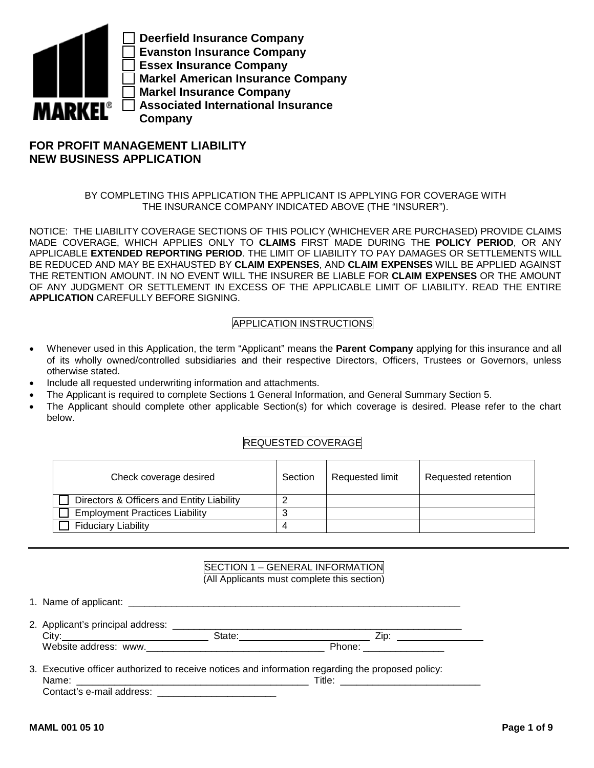MARKEL®

- [ ] **Deerfield Insurance Company**
- [ ] **Evanston Insurance Company**
- [ ] **Essex Insurance Company**
- [ ] **Markel American Insurance Company**
- [ ] **Markel Insurance Company**
- [ ] **Associated International Insurance Company**

# FOR PROFIT MANAGEMENT LIABILITY NEW BUSINESS APPLICATION

BY COMPLETING THIS APPLICATION THE APPLICANT IS APPLYING FOR COVERAGE WITH THE INSURANCE COMPANY INDICATED ABOVE (THE "INSURER").

NOTICE: THE LIABILITY COVERAGE SECTIONS OF THIS POLICY (WHICHEVER ARE PURCHASED) PROVIDE CLAIMS MADE COVERAGE, WHICH APPLIES ONLY TO **CLAIMS** FIRST MADE DURING THE **POLICY PERIOD**, OR ANY APPLICABLE **EXTENDED REPORTING PERIOD**. THE LIMIT OF LIABILITY TO PAY DAMAGES OR SETTLEMENTS WILL BE REDUCED AND MAY BE EXHAUSTED BY **CLAIM EXPENSES**, AND **CLAIM EXPENSES** WILL BE APPLIED AGAINST THE RETENTION AMOUNT. IN NO EVENT WILL THE INSURER BE LIABLE FOR **CLAIM EXPENSES** OR THE AMOUNT OF ANY JUDGMENT OR SETTLEMENT IN EXCESS OF THE APPLICABLE LIMIT OF LIABILITY. READ THE ENTIRE **APPLICATION** CAREFULLY BEFORE SIGNING.

## APPLICATION INSTRUCTIONS

- Whenever used in this Application, the term "Applicant" means the **Parent Company** applying for this insurance and all of its wholly owned/controlled subsidiaries and their respective Directors, Officers, Trustees or Governors, unless otherwise stated.
- Include all requested underwriting information and attachments.
- The Applicant is required to complete Sections 1 General Information, and General Summary Section 5.
- The Applicant should complete other applicable Section(s) for which coverage is desired. Please refer to the chart below.

## REQUESTED COVERAGE

| Check coverage desired | Section | Requested limit | Requested retention |
|---|---|---|---|
| ☐ Directors & Officers and Entity Liability | 2 | | |
| ☐ Employment Practices Liability | 3 | | |
| ☐ Fiduciary Liability | 4 | | |

---

## SECTION 1 – GENERAL INFORMATION

(All Applicants must complete this section)

1. Name of applicant: ____________________________________________________________

2. Applicant's principal address: ____________________________________________________
   City:__________________________ State:______________________ Zip: _______________
   Website address: www.______________________________ Phone: _______________

3. Executive officer authorized to receive notices and information regarding the proposed policy:
   Name: ____________________________________________ Title: __________________________
   Contact's e-mail address: ______________________

MAML 001 05 10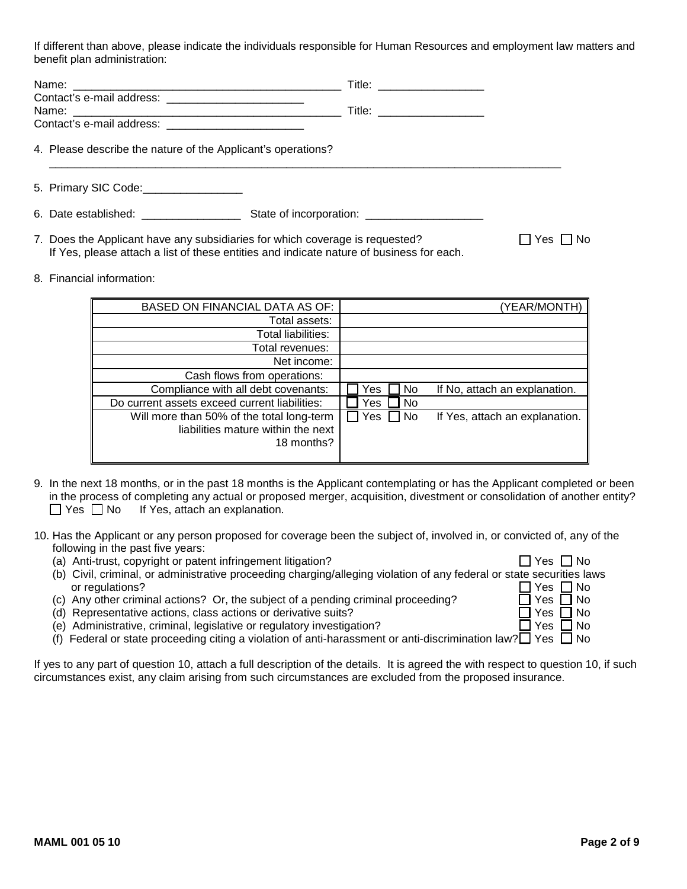If different than above, please indicate the individuals responsible for Human Resources and employment law matters and benefit plan administration:

Name: ___________________________________________ Title: _________________
Contact's e-mail address: ______________________
Name: ___________________________________________ Title: _________________
Contact's e-mail address: ______________________

4. Please describe the nature of the Applicant's operations?
   ________________________________________________________________________________________

5. Primary SIC Code:________________

6. Date established: ________________ State of incorporation: ___________________

7. Does the Applicant have any subsidiaries for which coverage is requested? ☐ Yes ☐ No
   If Yes, please attach a list of these entities and indicate nature of business for each.

8. Financial information:

| BASED ON FINANCIAL DATA AS OF: | (YEAR/MONTH) |
|---|---|
| Total assets: | |
| Total liabilities: | |
| Total revenues: | |
| Net income: | |
| Cash flows from operations: | |
| Compliance with all debt covenants: | ☐ Yes ☐ No If No, attach an explanation. |
| Do current assets exceed current liabilities: | ☐ Yes ☐ No |
| Will more than 50% of the total long-term liabilities mature within the next 18 months? | ☐ Yes ☐ No If Yes, attach an explanation. |

9. In the next 18 months, or in the past 18 months is the Applicant contemplating or has the Applicant completed or been in the process of completing any actual or proposed merger, acquisition, divestment or consolidation of another entity?
   ☐ Yes ☐ No If Yes, attach an explanation.

10. Has the Applicant or any person proposed for coverage been the subject of, involved in, or convicted of, any of the following in the past five years:
    (a) Anti-trust, copyright or patent infringement litigation? ☐ Yes ☐ No
    (b) Civil, criminal, or administrative proceeding charging/alleging violation of any federal or state securities laws or regulations? ☐ Yes ☐ No
    (c) Any other criminal actions? Or, the subject of a pending criminal proceeding? ☐ Yes ☐ No
    (d) Representative actions, class actions or derivative suits? ☐ Yes ☐ No
    (e) Administrative, criminal, legislative or regulatory investigation? ☐ Yes ☐ No
    (f) Federal or state proceeding citing a violation of anti-harassment or anti-discrimination law? ☐ Yes ☐ No

If yes to any part of question 10, attach a full description of the details. It is agreed the with respect to question 10, if such circumstances exist, any claim arising from such circumstances are excluded from the proposed insurance.

MAML 001 05 10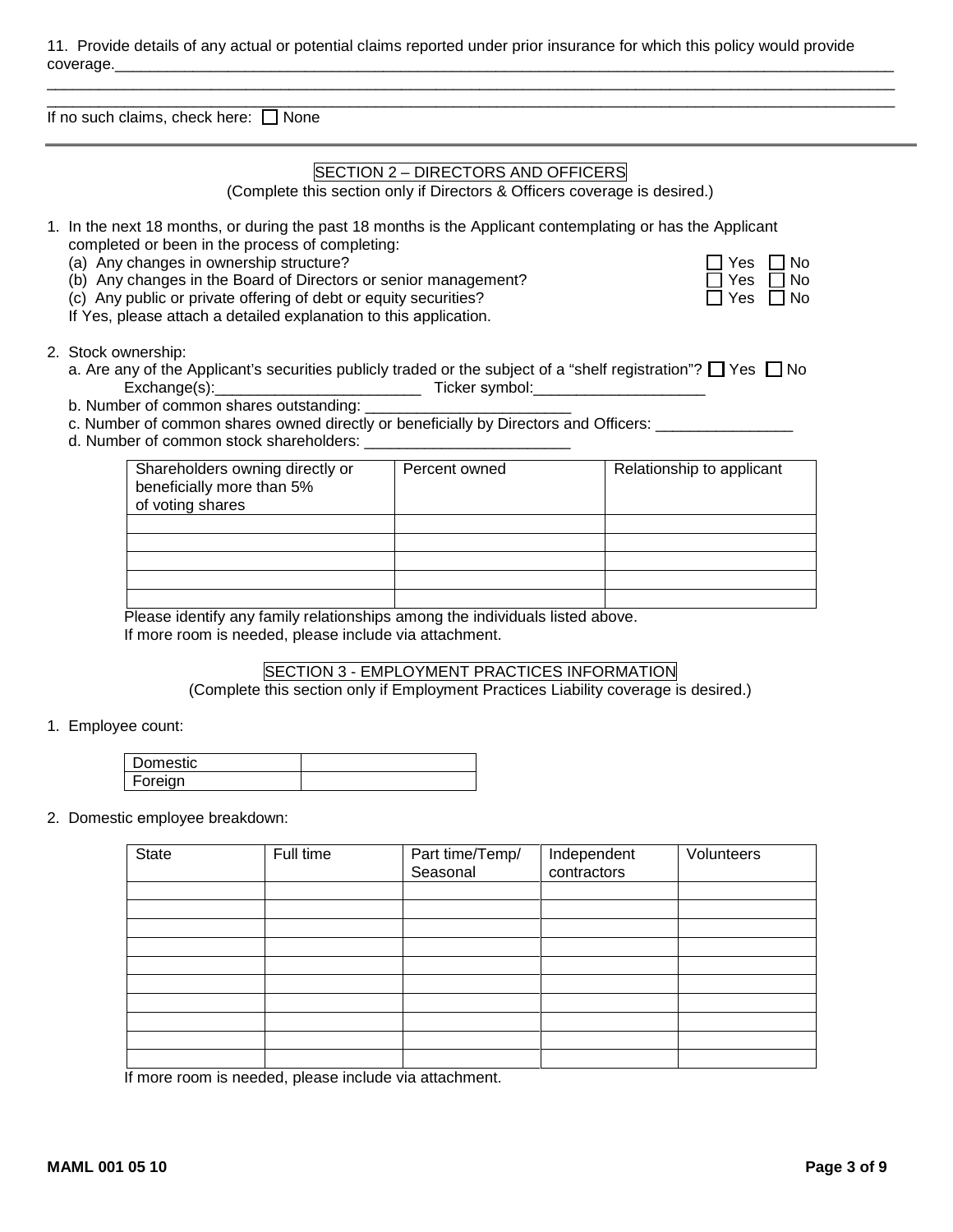11. Provide details of any actual or potential claims reported under prior insurance for which this policy would provide coverage.________________________________________________________________________________________________
__________________________________________________________________________________________________________
__________________________________________________________________________________________________________

If no such claims, check here: ☐ None

---

## SECTION 2 – DIRECTORS AND OFFICERS

(Complete this section only if Directors & Officers coverage is desired.)

1. In the next 18 months, or during the past 18 months is the Applicant contemplating or has the Applicant completed or been in the process of completing:
   (a) Any changes in ownership structure? ☐ Yes ☐ No
   (b) Any changes in the Board of Directors or senior management? ☐ Yes ☐ No
   (c) Any public or private offering of debt or equity securities? ☐ Yes ☐ No
   If Yes, please attach a detailed explanation to this application.

2. Stock ownership:
   a. Are any of the Applicant's securities publicly traded or the subject of a "shelf registration"? ☐ Yes ☐ No
      Exchange(s):________________________ Ticker symbol:____________________
   b. Number of common shares outstanding: ________________________
   c. Number of common shares owned directly or beneficially by Directors and Officers: ________________
   d. Number of common stock shareholders: ________________________

| Shareholders owning directly or beneficially more than 5% of voting shares | Percent owned | Relationship to applicant |
|---|---|---|
| | | |
| | | |
| | | |
| | | |
| | | |

Please identify any family relationships among the individuals listed above.
If more room is needed, please include via attachment.

## SECTION 3 - EMPLOYMENT PRACTICES INFORMATION

(Complete this section only if Employment Practices Liability coverage is desired.)

1. Employee count:

| Domestic | |
|---|---|
| Foreign | |

2. Domestic employee breakdown:

| State | Full time | Part time/Temp/ Seasonal | Independent contractors | Volunteers |
|---|---|---|---|---|
| | | | | |
| | | | | |
| | | | | |
| | | | | |
| | | | | |
| | | | | |
| | | | | |
| | | | | |
| | | | | |
| | | | | |

If more room is needed, please include via attachment.

MAML 001 05 10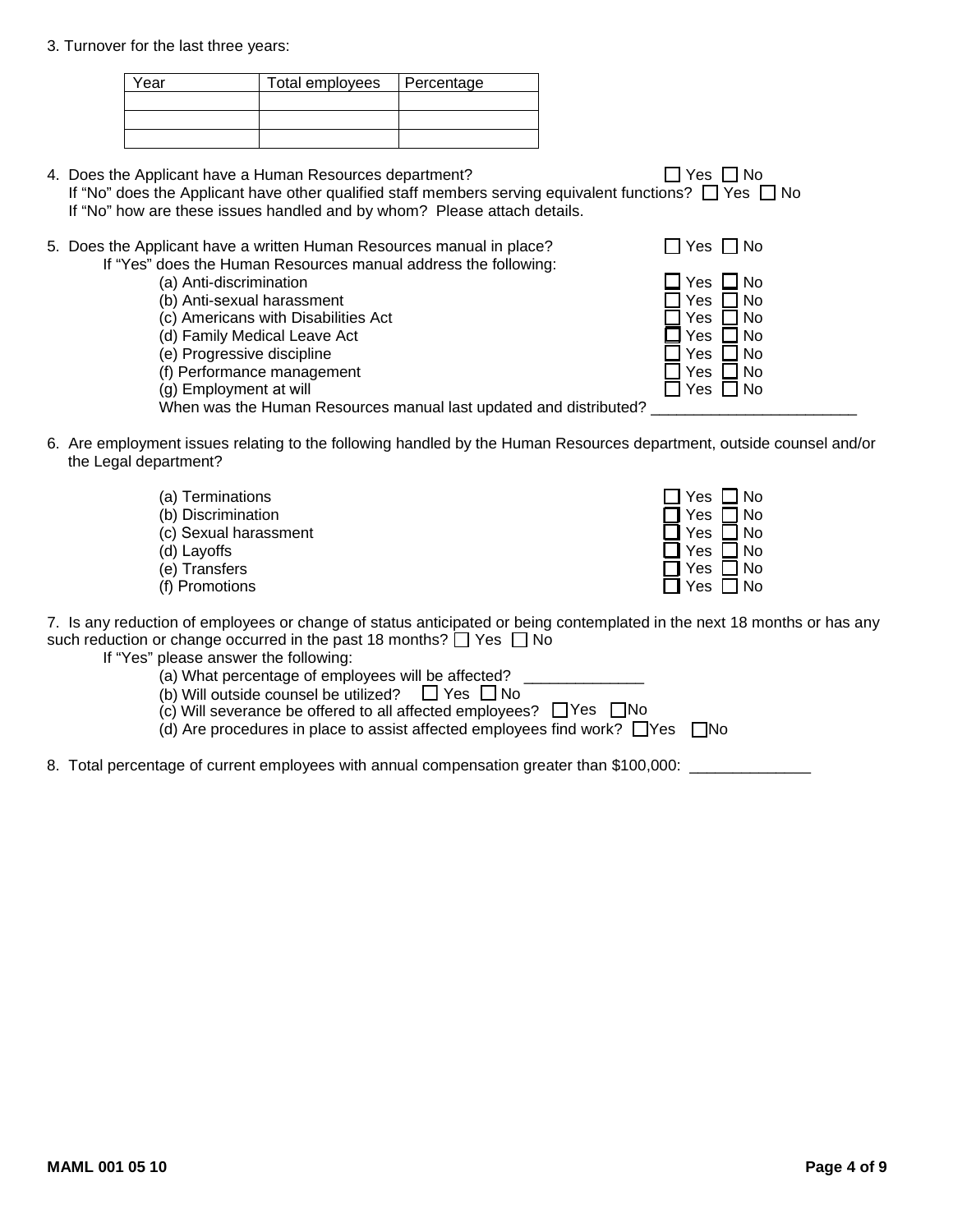3. Turnover for the last three years:

| Year | Total employees | Percentage |
|---|---|---|
| | | |
| | | |
| | | |

4. Does the Applicant have a Human Resources department? ☐ Yes ☐ No
   If "No" does the Applicant have other qualified staff members serving equivalent functions? ☐ Yes ☐ No
   If "No" how are these issues handled and by whom? Please attach details.

5. Does the Applicant have a written Human Resources manual in place? ☐ Yes ☐ No
   If "Yes" does the Human Resources manual address the following:
   - (a) Anti-discrimination ☐ Yes ☐ No
   - (b) Anti-sexual harassment ☐ Yes ☐ No
   - (c) Americans with Disabilities Act ☐ Yes ☐ No
   - (d) Family Medical Leave Act ☐ Yes ☐ No
   - (e) Progressive discipline ☐ Yes ☐ No
   - (f) Performance management ☐ Yes ☐ No
   - (g) Employment at will ☐ Yes ☐ No

   When was the Human Resources manual last updated and distributed? ______________________

6. Are employment issues relating to the following handled by the Human Resources department, outside counsel and/or the Legal department?
   - (a) Terminations ☐ Yes ☐ No
   - (b) Discrimination ☐ Yes ☐ No
   - (c) Sexual harassment ☐ Yes ☐ No
   - (d) Layoffs ☐ Yes ☐ No
   - (e) Transfers ☐ Yes ☐ No
   - (f) Promotions ☐ Yes ☐ No

7. Is any reduction of employees or change of status anticipated or being contemplated in the next 18 months or has any such reduction or change occurred in the past 18 months? ☐ Yes ☐ No
   If "Yes" please answer the following:
   - (a) What percentage of employees will be affected? ______________
   - (b) Will outside counsel be utilized? ☐ Yes ☐ No
   - (c) Will severance be offered to all affected employees? ☐ Yes ☐ No
   - (d) Are procedures in place to assist affected employees find work? ☐ Yes ☐ No

8. Total percentage of current employees with annual compensation greater than $100,000: ______________

MAML 001 05 10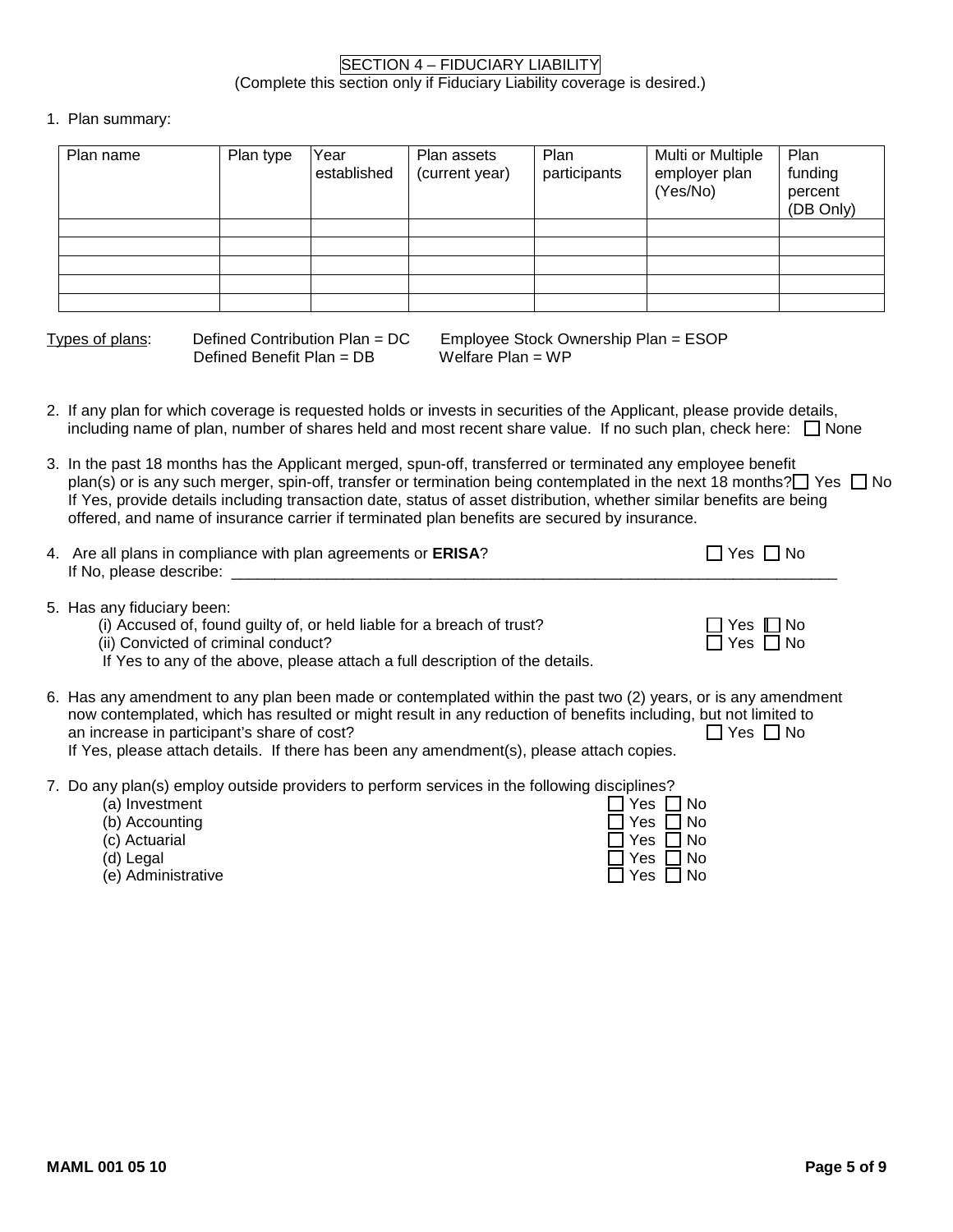## SECTION 4 – FIDUCIARY LIABILITY

(Complete this section only if Fiduciary Liability coverage is desired.)

1. Plan summary:

| Plan name | Plan type | Year established | Plan assets (current year) | Plan participants | Multi or Multiple employer plan (Yes/No) | Plan funding percent (DB Only) |
|---|---|---|---|---|---|---|
| | | | | | | |
| | | | | | | |
| | | | | | | |
| | | | | | | |
| | | | | | | |

Types of plans: Defined Contribution Plan = DC Employee Stock Ownership Plan = ESOP
Defined Benefit Plan = DB Welfare Plan = WP

2. If any plan for which coverage is requested holds or invests in securities of the Applicant, please provide details, including name of plan, number of shares held and most recent share value. If no such plan, check here: ☐ None

3. In the past 18 months has the Applicant merged, spun-off, transferred or terminated any employee benefit plan(s) or is any such merger, spin-off, transfer or termination being contemplated in the next 18 months? ☐ Yes ☐ No
   If Yes, provide details including transaction date, status of asset distribution, whether similar benefits are being offered, and name of insurance carrier if terminated plan benefits are secured by insurance.

4. Are all plans in compliance with plan agreements or **ERISA**? ☐ Yes ☐ No
   If No, please describe: ____________________________________________

5. Has any fiduciary been:
   (i) Accused of, found guilty of, or held liable for a breach of trust? ☐ Yes ☐ No
   (ii) Convicted of criminal conduct? ☐ Yes ☐ No
   If Yes to any of the above, please attach a full description of the details.

6. Has any amendment to any plan been made or contemplated within the past two (2) years, or is any amendment now contemplated, which has resulted or might result in any reduction of benefits including, but not limited to an increase in participant's share of cost? ☐ Yes ☐ No
   If Yes, please attach details. If there has been any amendment(s), please attach copies.

7. Do any plan(s) employ outside providers to perform services in the following disciplines?
   (a) Investment ☐ Yes ☐ No
   (b) Accounting ☐ Yes ☐ No
   (c) Actuarial ☐ Yes ☐ No
   (d) Legal ☐ Yes ☐ No
   (e) Administrative ☐ Yes ☐ No

MAML 001 05 10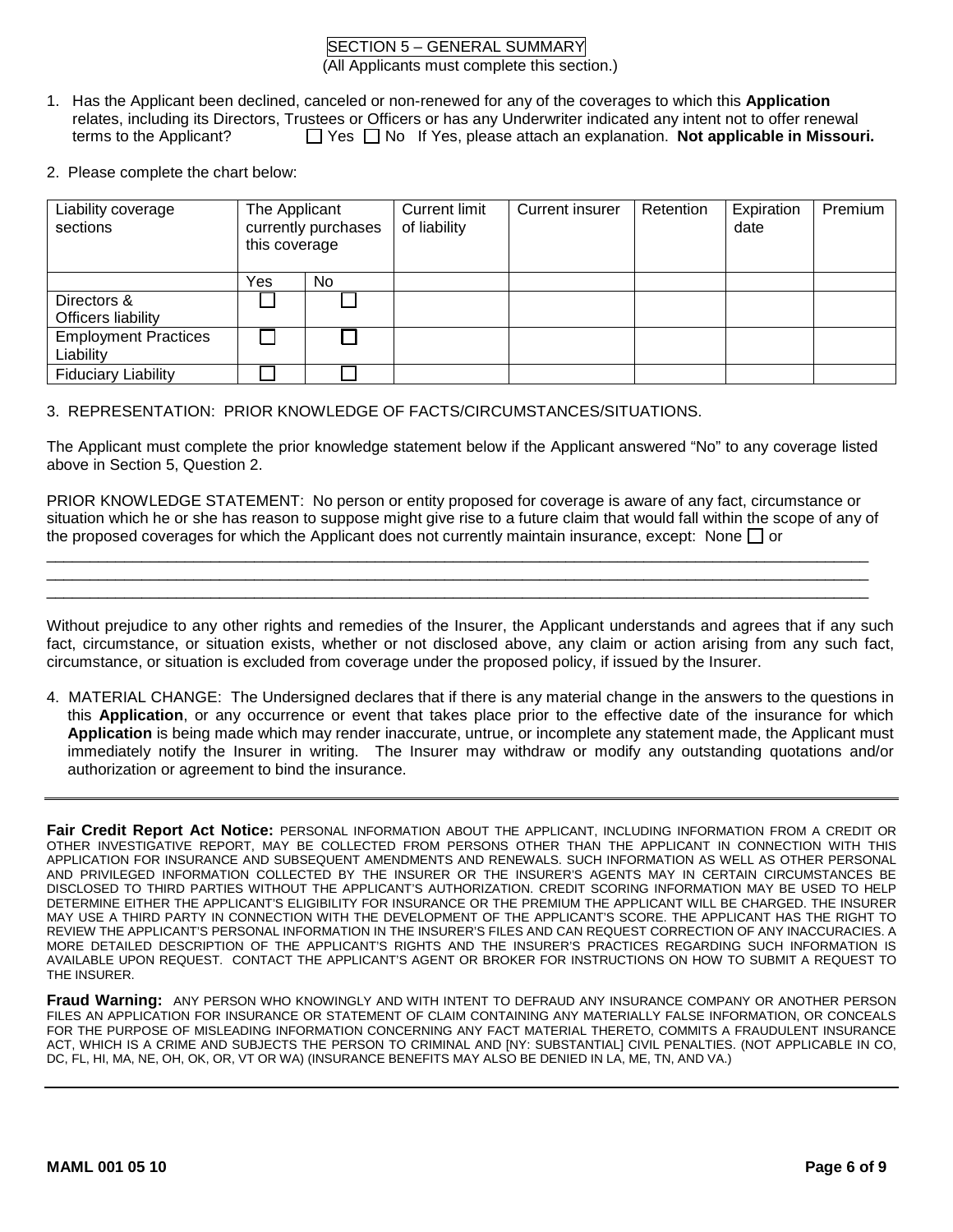## SECTION 5 – GENERAL SUMMARY

(All Applicants must complete this section.)

1. Has the Applicant been declined, canceled or non-renewed for any of the coverages to which this **Application** relates, including its Directors, Trustees or Officers or has any Underwriter indicated any intent not to offer renewal terms to the Applicant? ☐ Yes ☐ No If Yes, please attach an explanation. **Not applicable in Missouri.**

2. Please complete the chart below:

| Liability coverage sections | The Applicant currently purchases this coverage | | Current limit of liability | Current insurer | Retention | Expiration date | Premium |
|---|---|---|---|---|---|---|---|
| | Yes | No | | | | | |
| Directors & Officers liability | ☐ | ☐ | | | | | |
| Employment Practices Liability | ☐ | ☐ | | | | | |
| Fiduciary Liability | ☐ | ☐ | | | | | |

3. REPRESENTATION: PRIOR KNOWLEDGE OF FACTS/CIRCUMSTANCES/SITUATIONS.

The Applicant must complete the prior knowledge statement below if the Applicant answered "No" to any coverage listed above in Section 5, Question 2.

PRIOR KNOWLEDGE STATEMENT: No person or entity proposed for coverage is aware of any fact, circumstance or situation which he or she has reason to suppose might give rise to a future claim that would fall within the scope of any of the proposed coverages for which the Applicant does not currently maintain insurance, except: None ☐ or

_______________________________________________________________________________________________

_______________________________________________________________________________________________

_______________________________________________________________________________________________

Without prejudice to any other rights and remedies of the Insurer, the Applicant understands and agrees that if any such fact, circumstance, or situation exists, whether or not disclosed above, any claim or action arising from any such fact, circumstance, or situation is excluded from coverage under the proposed policy, if issued by the Insurer.

4. MATERIAL CHANGE: The Undersigned declares that if there is any material change in the answers to the questions in this **Application**, or any occurrence or event that takes place prior to the effective date of the insurance for which **Application** is being made which may render inaccurate, untrue, or incomplete any statement made, the Applicant must immediately notify the Insurer in writing. The Insurer may withdraw or modify any outstanding quotations and/or authorization or agreement to bind the insurance.

---

**Fair Credit Report Act Notice:** PERSONAL INFORMATION ABOUT THE APPLICANT, INCLUDING INFORMATION FROM A CREDIT OR OTHER INVESTIGATIVE REPORT, MAY BE COLLECTED FROM PERSONS OTHER THAN THE APPLICANT IN CONNECTION WITH THIS APPLICATION FOR INSURANCE AND SUBSEQUENT AMENDMENTS AND RENEWALS. SUCH INFORMATION AS WELL AS OTHER PERSONAL AND PRIVILEGED INFORMATION COLLECTED BY THE INSURER OR THE INSURER'S AGENTS MAY IN CERTAIN CIRCUMSTANCES BE DISCLOSED TO THIRD PARTIES WITHOUT THE APPLICANT'S AUTHORIZATION. CREDIT SCORING INFORMATION MAY BE USED TO HELP DETERMINE EITHER THE APPLICANT'S ELIGIBILITY FOR INSURANCE OR THE PREMIUM THE APPLICANT WILL BE CHARGED. THE INSURER MAY USE A THIRD PARTY IN CONNECTION WITH THE DEVELOPMENT OF THE APPLICANT'S SCORE. THE APPLICANT HAS THE RIGHT TO REVIEW THE APPLICANT'S PERSONAL INFORMATION IN THE INSURER'S FILES AND CAN REQUEST CORRECTION OF ANY INACCURACIES. A MORE DETAILED DESCRIPTION OF THE APPLICANT'S RIGHTS AND THE INSURER'S PRACTICES REGARDING SUCH INFORMATION IS AVAILABLE UPON REQUEST. CONTACT THE APPLICANT'S AGENT OR BROKER FOR INSTRUCTIONS ON HOW TO SUBMIT A REQUEST TO THE INSURER.

**Fraud Warning:** ANY PERSON WHO KNOWINGLY AND WITH INTENT TO DEFRAUD ANY INSURANCE COMPANY OR ANOTHER PERSON FILES AN APPLICATION FOR INSURANCE OR STATEMENT OF CLAIM CONTAINING ANY MATERIALLY FALSE INFORMATION, OR CONCEALS FOR THE PURPOSE OF MISLEADING INFORMATION CONCERNING ANY FACT MATERIAL THERETO, COMMITS A FRAUDULENT INSURANCE ACT, WHICH IS A CRIME AND SUBJECTS THE PERSON TO CRIMINAL AND [NY: SUBSTANTIAL] CIVIL PENALTIES. (NOT APPLICABLE IN CO, DC, FL, HI, MA, NE, OH, OK, OR, VT OR WA) (INSURANCE BENEFITS MAY ALSO BE DENIED IN LA, ME, TN, AND VA.)

---

**MAML 001 05 10**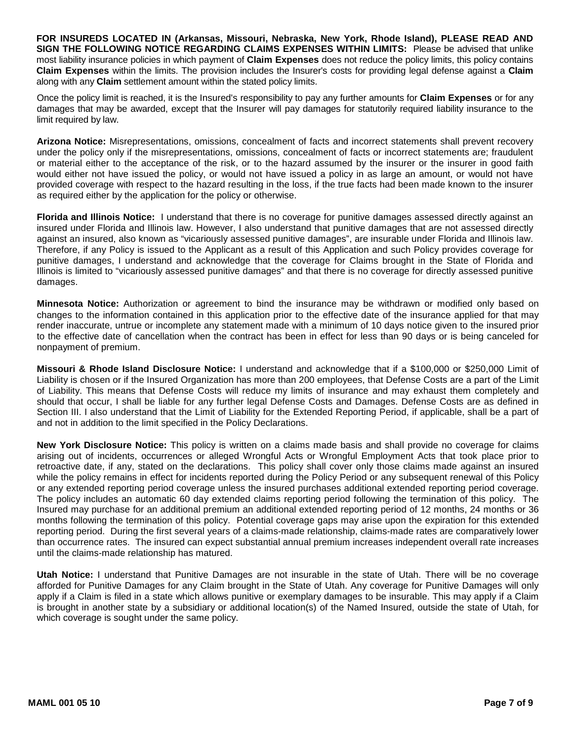**FOR INSUREDS LOCATED IN (Arkansas, Missouri, Nebraska, New York, Rhode Island), PLEASE READ AND SIGN THE FOLLOWING NOTICE REGARDING CLAIMS EXPENSES WITHIN LIMITS:** Please be advised that unlike most liability insurance policies in which payment of **Claim Expenses** does not reduce the policy limits, this policy contains **Claim Expenses** within the limits. The provision includes the Insurer's costs for providing legal defense against a **Claim** along with any **Claim** settlement amount within the stated policy limits.

Once the policy limit is reached, it is the Insured's responsibility to pay any further amounts for **Claim Expenses** or for any damages that may be awarded, except that the Insurer will pay damages for statutorily required liability insurance to the limit required by law.

**Arizona Notice:** Misrepresentations, omissions, concealment of facts and incorrect statements shall prevent recovery under the policy only if the misrepresentations, omissions, concealment of facts or incorrect statements are; fraudulent or material either to the acceptance of the risk, or to the hazard assumed by the insurer or the insurer in good faith would either not have issued the policy, or would not have issued a policy in as large an amount, or would not have provided coverage with respect to the hazard resulting in the loss, if the true facts had been made known to the insurer as required either by the application for the policy or otherwise.

**Florida and Illinois Notice:** I understand that there is no coverage for punitive damages assessed directly against an insured under Florida and Illinois law. However, I also understand that punitive damages that are not assessed directly against an insured, also known as "vicariously assessed punitive damages", are insurable under Florida and Illinois law. Therefore, if any Policy is issued to the Applicant as a result of this Application and such Policy provides coverage for punitive damages, I understand and acknowledge that the coverage for Claims brought in the State of Florida and Illinois is limited to "vicariously assessed punitive damages" and that there is no coverage for directly assessed punitive damages.

**Minnesota Notice:** Authorization or agreement to bind the insurance may be withdrawn or modified only based on changes to the information contained in this application prior to the effective date of the insurance applied for that may render inaccurate, untrue or incomplete any statement made with a minimum of 10 days notice given to the insured prior to the effective date of cancellation when the contract has been in effect for less than 90 days or is being canceled for nonpayment of premium.

**Missouri & Rhode Island Disclosure Notice:** I understand and acknowledge that if a \$100,000 or \$250,000 Limit of Liability is chosen or if the Insured Organization has more than 200 employees, that Defense Costs are a part of the Limit of Liability. This means that Defense Costs will reduce my limits of insurance and may exhaust them completely and should that occur, I shall be liable for any further legal Defense Costs and Damages. Defense Costs are as defined in Section III. I also understand that the Limit of Liability for the Extended Reporting Period, if applicable, shall be a part of and not in addition to the limit specified in the Policy Declarations.

**New York Disclosure Notice:** This policy is written on a claims made basis and shall provide no coverage for claims arising out of incidents, occurrences or alleged Wrongful Acts or Wrongful Employment Acts that took place prior to retroactive date, if any, stated on the declarations. This policy shall cover only those claims made against an insured while the policy remains in effect for incidents reported during the Policy Period or any subsequent renewal of this Policy or any extended reporting period coverage unless the insured purchases additional extended reporting period coverage. The policy includes an automatic 60 day extended claims reporting period following the termination of this policy. The Insured may purchase for an additional premium an additional extended reporting period of 12 months, 24 months or 36 months following the termination of this policy. Potential coverage gaps may arise upon the expiration for this extended reporting period. During the first several years of a claims-made relationship, claims-made rates are comparatively lower than occurrence rates. The insured can expect substantial annual premium increases independent overall rate increases until the claims-made relationship has matured.

**Utah Notice:** I understand that Punitive Damages are not insurable in the state of Utah. There will be no coverage afforded for Punitive Damages for any Claim brought in the State of Utah. Any coverage for Punitive Damages will only apply if a Claim is filed in a state which allows punitive or exemplary damages to be insurable. This may apply if a Claim is brought in another state by a subsidiary or additional location(s) of the Named Insured, outside the state of Utah, for which coverage is sought under the same policy.

**MAML 001 05 10**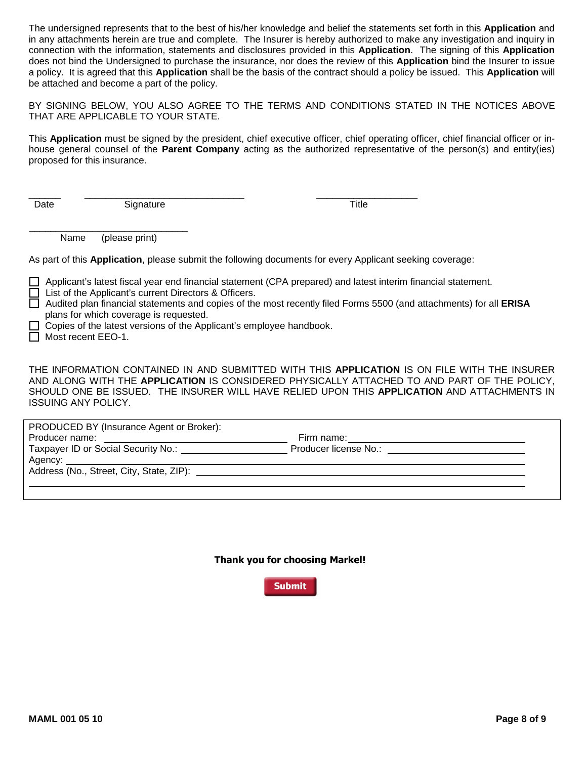The undersigned represents that to the best of his/her knowledge and belief the statements set forth in this **Application** and in any attachments herein are true and complete. The Insurer is hereby authorized to make any investigation and inquiry in connection with the information, statements and disclosures provided in this **Application**. The signing of this **Application** does not bind the Undersigned to purchase the insurance, nor does the review of this **Application** bind the Insurer to issue a policy. It is agreed that this **Application** shall be the basis of the contract should a policy be issued. This **Application** will be attached and become a part of the policy.

BY SIGNING BELOW, YOU ALSO AGREE TO THE TERMS AND CONDITIONS STATED IN THE NOTICES ABOVE THAT ARE APPLICABLE TO YOUR STATE.

This **Application** must be signed by the president, chief executive officer, chief operating officer, chief financial officer or in-house general counsel of the **Parent Company** acting as the authorized representative of the person(s) and entity(ies) proposed for this insurance.

______ ______________________________ ___________________

Date Signature Title

______________________________

Name (please print)

As part of this **Application**, please submit the following documents for every Applicant seeking coverage:

- ☐ Applicant's latest fiscal year end financial statement (CPA prepared) and latest interim financial statement.
- ☐ List of the Applicant's current Directors & Officers.
- ☐ Audited plan financial statements and copies of the most recently filed Forms 5500 (and attachments) for all **ERISA** plans for which coverage is requested.
- ☐ Copies of the latest versions of the Applicant's employee handbook.
- ☐ Most recent EEO-1.

THE INFORMATION CONTAINED IN AND SUBMITTED WITH THIS **APPLICATION** IS ON FILE WITH THE INSURER AND ALONG WITH THE **APPLICATION** IS CONSIDERED PHYSICALLY ATTACHED TO AND PART OF THE POLICY, SHOULD ONE BE ISSUED. THE INSURER WILL HAVE RELIED UPON THIS **APPLICATION** AND ATTACHMENTS IN ISSUING ANY POLICY.

PRODUCED BY (Insurance Agent or Broker):
Producer name: ____________________ Firm name: ____________________
Taxpayer ID or Social Security No.: ____________________ Producer license No.: ____________________
Agency: ____________________
Address (No., Street, City, State, ZIP): ____________________

**Thank you for choosing Markel!**

**Submit**

MAML 001 05 10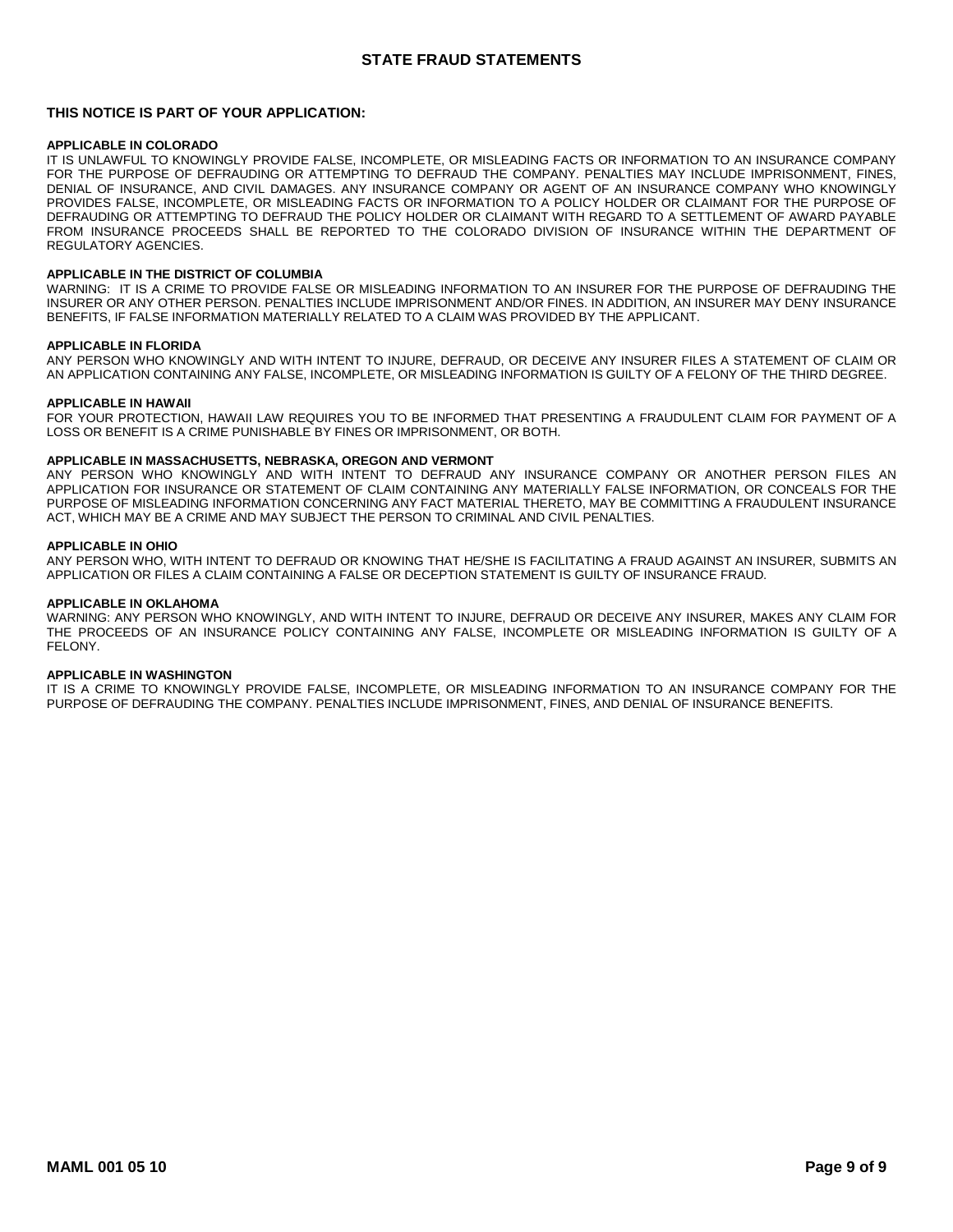# STATE FRAUD STATEMENTS

## THIS NOTICE IS PART OF YOUR APPLICATION:

**APPLICABLE IN COLORADO**

IT IS UNLAWFUL TO KNOWINGLY PROVIDE FALSE, INCOMPLETE, OR MISLEADING FACTS OR INFORMATION TO AN INSURANCE COMPANY FOR THE PURPOSE OF DEFRAUDING OR ATTEMPTING TO DEFRAUD THE COMPANY. PENALTIES MAY INCLUDE IMPRISONMENT, FINES, DENIAL OF INSURANCE, AND CIVIL DAMAGES. ANY INSURANCE COMPANY OR AGENT OF AN INSURANCE COMPANY WHO KNOWINGLY PROVIDES FALSE, INCOMPLETE, OR MISLEADING FACTS OR INFORMATION TO A POLICY HOLDER OR CLAIMANT FOR THE PURPOSE OF DEFRAUDING OR ATTEMPTING TO DEFRAUD THE POLICY HOLDER OR CLAIMANT WITH REGARD TO A SETTLEMENT OF AWARD PAYABLE FROM INSURANCE PROCEEDS SHALL BE REPORTED TO THE COLORADO DIVISION OF INSURANCE WITHIN THE DEPARTMENT OF REGULATORY AGENCIES.

**APPLICABLE IN THE DISTRICT OF COLUMBIA**

WARNING: IT IS A CRIME TO PROVIDE FALSE OR MISLEADING INFORMATION TO AN INSURER FOR THE PURPOSE OF DEFRAUDING THE INSURER OR ANY OTHER PERSON. PENALTIES INCLUDE IMPRISONMENT AND/OR FINES. IN ADDITION, AN INSURER MAY DENY INSURANCE BENEFITS, IF FALSE INFORMATION MATERIALLY RELATED TO A CLAIM WAS PROVIDED BY THE APPLICANT.

**APPLICABLE IN FLORIDA**

ANY PERSON WHO KNOWINGLY AND WITH INTENT TO INJURE, DEFRAUD, OR DECEIVE ANY INSURER FILES A STATEMENT OF CLAIM OR AN APPLICATION CONTAINING ANY FALSE, INCOMPLETE, OR MISLEADING INFORMATION IS GUILTY OF A FELONY OF THE THIRD DEGREE.

**APPLICABLE IN HAWAII**

FOR YOUR PROTECTION, HAWAII LAW REQUIRES YOU TO BE INFORMED THAT PRESENTING A FRAUDULENT CLAIM FOR PAYMENT OF A LOSS OR BENEFIT IS A CRIME PUNISHABLE BY FINES OR IMPRISONMENT, OR BOTH.

**APPLICABLE IN MASSACHUSETTS, NEBRASKA, OREGON AND VERMONT**

ANY PERSON WHO KNOWINGLY AND WITH INTENT TO DEFRAUD ANY INSURANCE COMPANY OR ANOTHER PERSON FILES AN APPLICATION FOR INSURANCE OR STATEMENT OF CLAIM CONTAINING ANY MATERIALLY FALSE INFORMATION, OR CONCEALS FOR THE PURPOSE OF MISLEADING INFORMATION CONCERNING ANY FACT MATERIAL THERETO, MAY BE COMMITTING A FRAUDULENT INSURANCE ACT, WHICH MAY BE A CRIME AND MAY SUBJECT THE PERSON TO CRIMINAL AND CIVIL PENALTIES.

**APPLICABLE IN OHIO**

ANY PERSON WHO, WITH INTENT TO DEFRAUD OR KNOWING THAT HE/SHE IS FACILITATING A FRAUD AGAINST AN INSURER, SUBMITS AN APPLICATION OR FILES A CLAIM CONTAINING A FALSE OR DECEPTION STATEMENT IS GUILTY OF INSURANCE FRAUD.

**APPLICABLE IN OKLAHOMA**

WARNING: ANY PERSON WHO KNOWINGLY, AND WITH INTENT TO INJURE, DEFRAUD OR DECEIVE ANY INSURER, MAKES ANY CLAIM FOR THE PROCEEDS OF AN INSURANCE POLICY CONTAINING ANY FALSE, INCOMPLETE OR MISLEADING INFORMATION IS GUILTY OF A FELONY.

**APPLICABLE IN WASHINGTON**

IT IS A CRIME TO KNOWINGLY PROVIDE FALSE, INCOMPLETE, OR MISLEADING INFORMATION TO AN INSURANCE COMPANY FOR THE PURPOSE OF DEFRAUDING THE COMPANY. PENALTIES INCLUDE IMPRISONMENT, FINES, AND DENIAL OF INSURANCE BENEFITS.

**MAML 001 05 10**